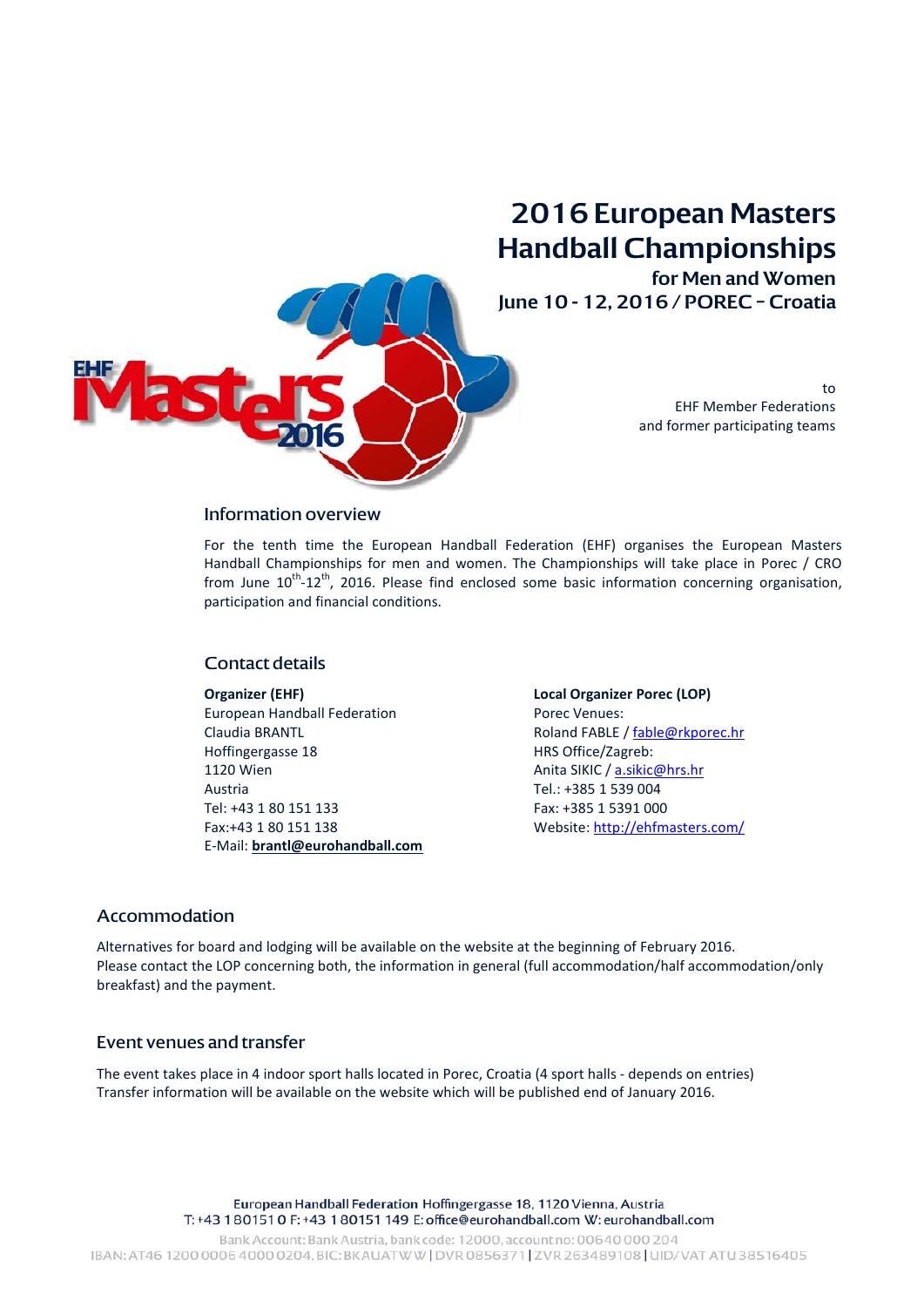# 2016 European Masters Handball Championships

**for Men and Women**

**June 10 - 12, 2016 / POREC – Croatia**

to
EHF Member Federations
and former participating teams

## Information overview

For the tenth time the European Handball Federation (EHF) organises the European Masters Handball Championships for men and women. The Championships will take place in Porec / CRO from June 10th-12th, 2016. Please find enclosed some basic information concerning organisation, participation and financial conditions.

## Contact details

**Organizer (EHF)**
European Handball Federation
Claudia BRANTL
Hoffingergasse 18
1120 Wien
Austria
Tel: +43 1 80 151 133
Fax:+43 1 80 151 138
E-Mail: **brantl@eurohandball.com**

**Local Organizer Porec (LOP)**
Porec Venues:
Roland FABLE / fable@rkporec.hr
HRS Office/Zagreb:
Anita SIKIC / a.sikic@hrs.hr
Tel.: +385 1 539 004
Fax: +385 1 5391 000
Website: http://ehfmasters.com/

## Accommodation

Alternatives for board and lodging will be available on the website at the beginning of February 2016.
Please contact the LOP concerning both, the information in general (full accommodation/half accommodation/only breakfast) and the payment.

## Event venues and transfer

The event takes place in 4 indoor sport halls located in Porec, Croatia (4 sport halls - depends on entries)
Transfer information will be available on the website which will be published end of January 2016.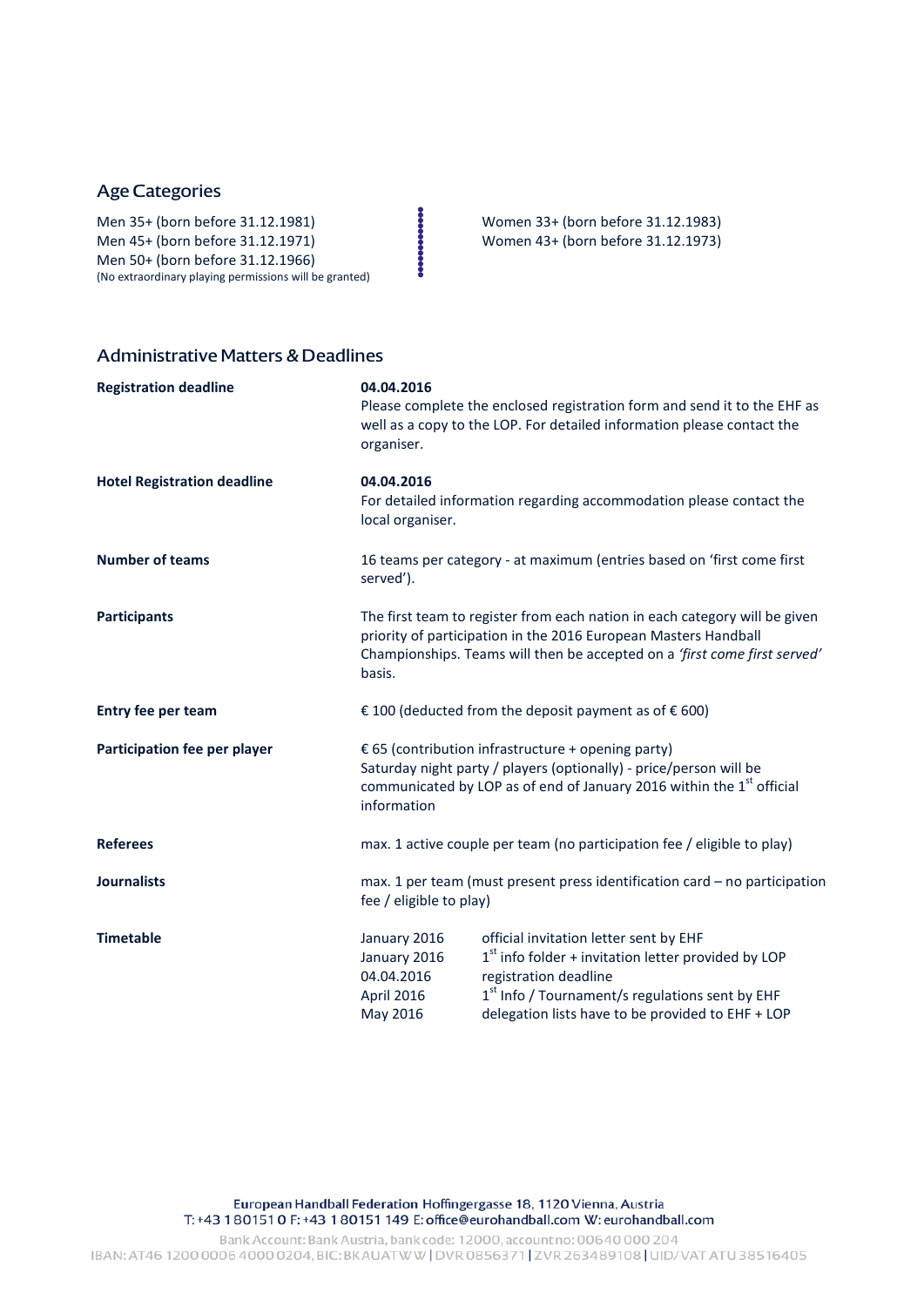## Age Categories

Men 35+ (born before 31.12.1981)
Men 45+ (born before 31.12.1971)
Men 50+ (born before 31.12.1966)
(No extraordinary playing permissions will be granted)

Women 33+ (born before 31.12.1983)
Women 43+ (born before 31.12.1973)

## Administrative Matters & Deadlines

**Registration deadline**

**04.04.2016**
Please complete the enclosed registration form and send it to the EHF as well as a copy to the LOP. For detailed information please contact the organiser.

**Hotel Registration deadline**

**04.04.2016**
For detailed information regarding accommodation please contact the local organiser.

**Number of teams**

16 teams per category - at maximum (entries based on 'first come first served').

**Participants**

The first team to register from each nation in each category will be given priority of participation in the 2016 European Masters Handball Championships. Teams will then be accepted on a *'first come first served'* basis.

**Entry fee per team**

€ 100 (deducted from the deposit payment as of € 600)

**Participation fee per player**

€ 65 (contribution infrastructure + opening party)
Saturday night party / players (optionally) - price/person will be communicated by LOP as of end of January 2016 within the 1st official information

**Referees**

max. 1 active couple per team (no participation fee / eligible to play)

**Journalists**

max. 1 per team (must present press identification card – no participation fee / eligible to play)

**Timetable**

| | |
|---|---|
| January 2016 | official invitation letter sent by EHF |
| January 2016 | 1st info folder + invitation letter provided by LOP |
| 04.04.2016 | registration deadline |
| April 2016 | 1st Info / Tournament/s regulations sent by EHF |
| May 2016 | delegation lists have to be provided to EHF + LOP |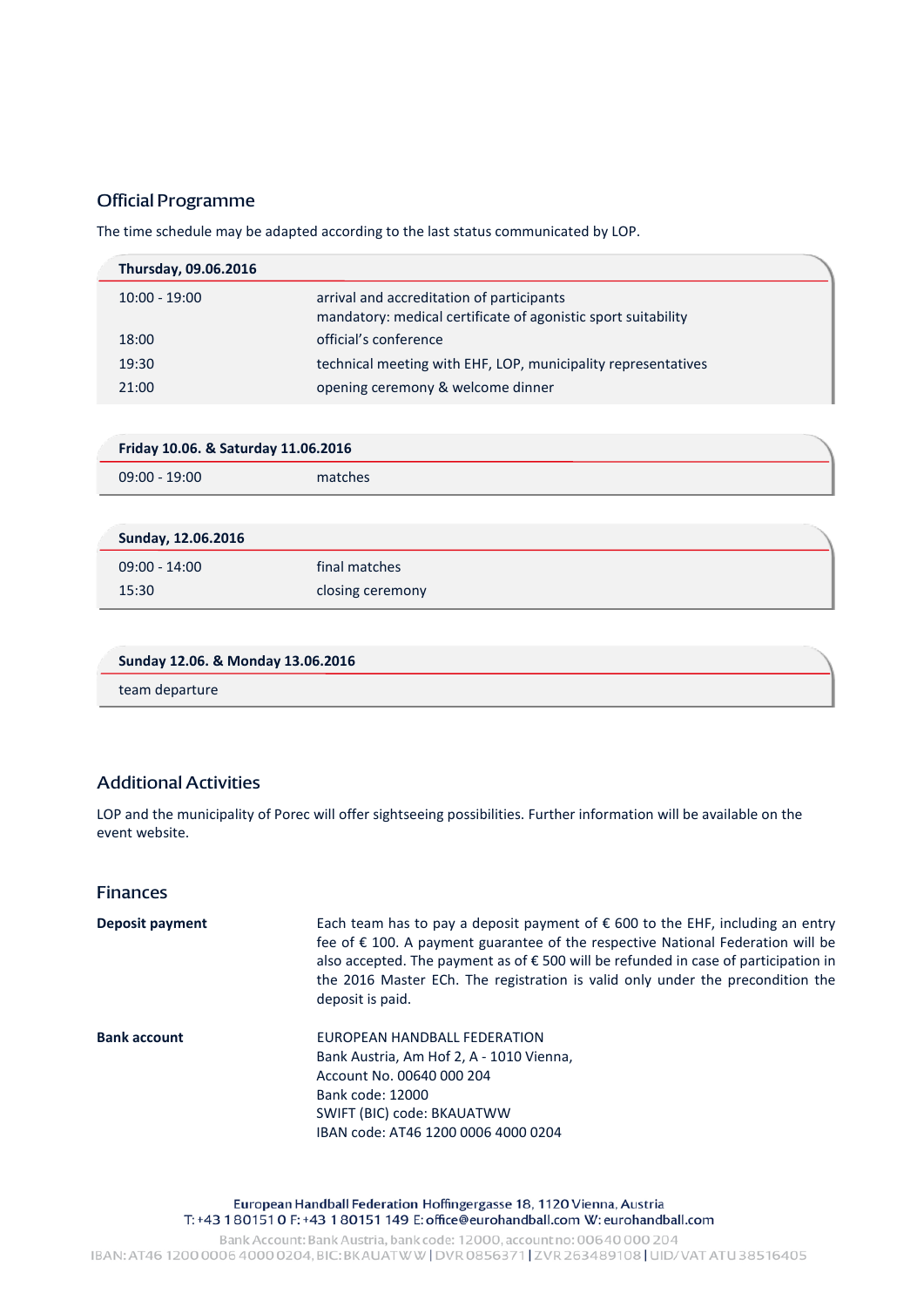## Official Programme

The time schedule may be adapted according to the last status communicated by LOP.

| Thursday, 09.06.2016 | |
|---|---|
| 10:00 - 19:00 | arrival and accreditation of participants<br>mandatory: medical certificate of agonistic sport suitability |
| 18:00 | official's conference |
| 19:30 | technical meeting with EHF, LOP, municipality representatives |
| 21:00 | opening ceremony & welcome dinner |

| Friday 10.06. & Saturday 11.06.2016 | |
|---|---|
| 09:00 - 19:00 | matches |

| Sunday, 12.06.2016 | |
|---|---|
| 09:00 - 14:00 | final matches |
| 15:30 | closing ceremony |

| Sunday 12.06. & Monday 13.06.2016 |
|---|
| team departure |

## Additional Activities

LOP and the municipality of Porec will offer sightseeing possibilities. Further information will be available on the event website.

## Finances

**Deposit payment**

Each team has to pay a deposit payment of € 600 to the EHF, including an entry fee of € 100. A payment guarantee of the respective National Federation will be also accepted. The payment as of € 500 will be refunded in case of participation in the 2016 Master ECh. The registration is valid only under the precondition the deposit is paid.

**Bank account**

EUROPEAN HANDBALL FEDERATION  
Bank Austria, Am Hof 2, A - 1010 Vienna,  
Account No. 00640 000 204  
Bank code: 12000  
SWIFT (BIC) code: BKAUATWW  
IBAN code: AT46 1200 0006 4000 0204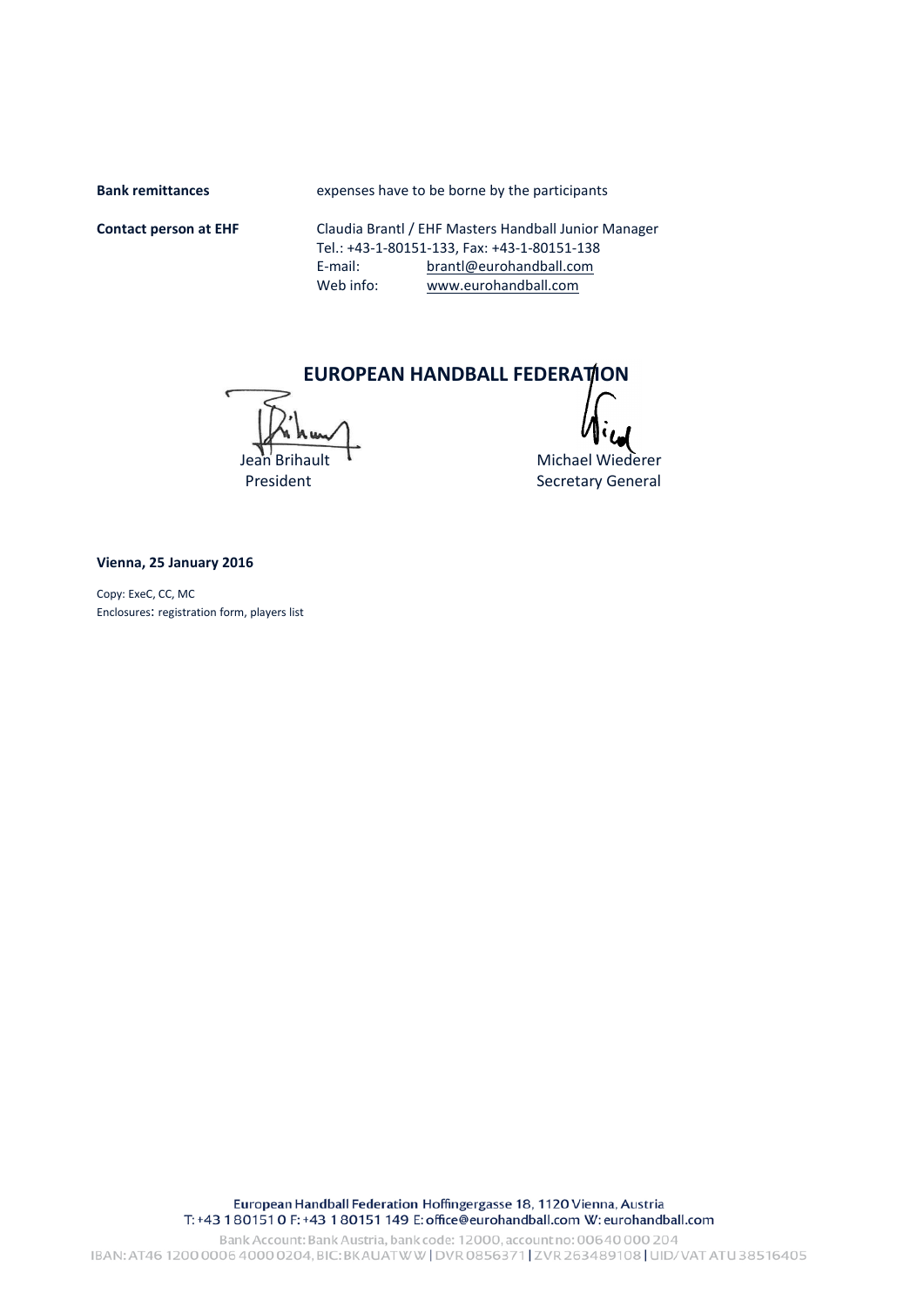**Bank remittances** expenses have to be borne by the participants

**Contact person at EHF** Claudia Brantl / EHF Masters Handball Junior Manager
Tel.: +43-1-80151-133, Fax: +43-1-80151-138
E-mail: brantl@eurohandball.com
Web info: www.eurohandball.com

**EUROPEAN HANDBALL FEDERATION**

| | |
|---|---|
| Jean Brihault | Michael Wiederer |
| President | Secretary General |

**Vienna, 25 January 2016**

Copy: ExeC, CC, MC
Enclosures: registration form, players list

European Handball Federation Hoffingergasse 18, 1120 Vienna, Austria
T: +43 1 80151 0 F: +43 1 80151 149 E: office@eurohandball.com W: eurohandball.com

Bank Account: Bank Austria, bank code: 12000, account no: 00640 000 204
IBAN: AT46 1200 0006 4000 0204, BIC: BKAUATWW | DVR 0856371 | ZVR 263489108 | UID/VAT ATU 38516405